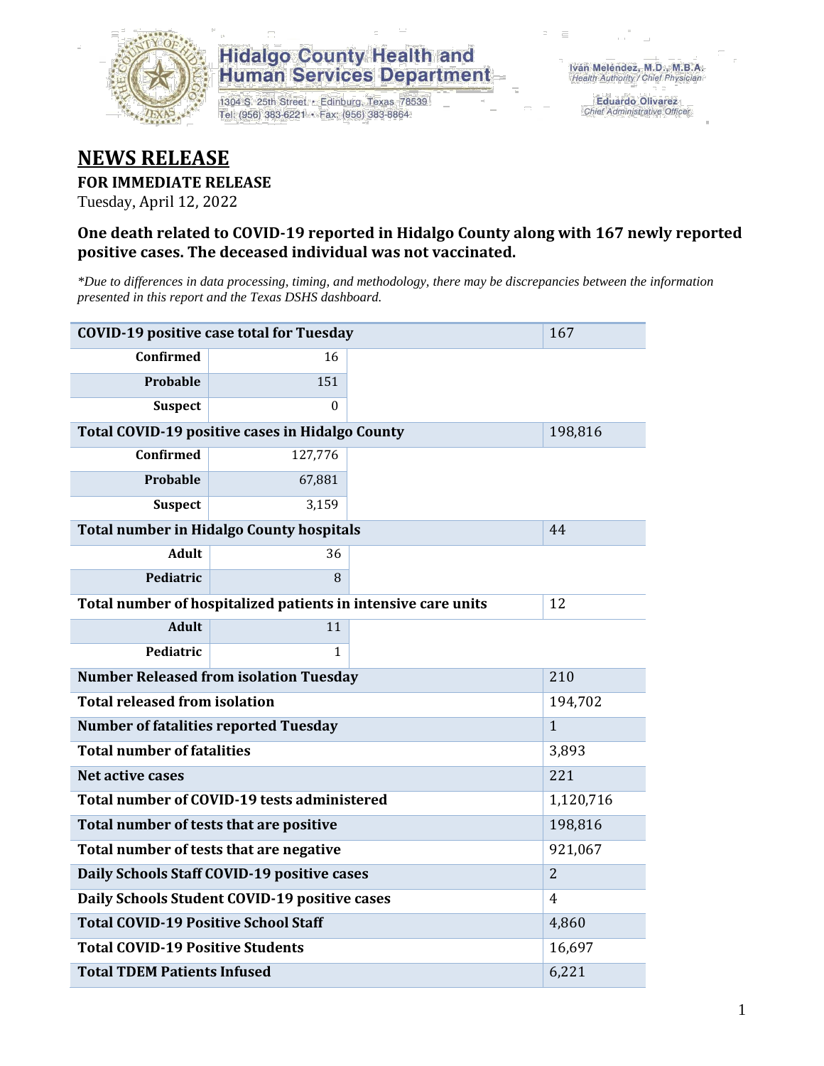Hidalgo County Health and Human Services Department
1304 S. 25th Street • Edinburg, Texas 78539
Tel: (956) 383-6221 • Fax: (956) 383-8864

Iván Meléndez, M.D., M.B.A.
*Health Authority / Chief Physician*

Eduardo Olivarez
*Chief Administrative Officer*

# NEWS RELEASE

**FOR IMMEDIATE RELEASE**

Tuesday, April 12, 2022

### One death related to COVID-19 reported in Hidalgo County along with 167 newly reported positive cases. The deceased individual was not vaccinated.

*\*Due to differences in data processing, timing, and methodology, there may be discrepancies between the information presented in this report and the Texas DSHS dashboard.*

| | | |
|---|---|---|
| **COVID-19 positive case total for Tuesday** | | 167 |
| **Confirmed** | 16 | |
| **Probable** | 151 | |
| **Suspect** | 0 | |
| **Total COVID-19 positive cases in Hidalgo County** | | 198,816 |
| **Confirmed** | 127,776 | |
| **Probable** | 67,881 | |
| **Suspect** | 3,159 | |
| **Total number in Hidalgo County hospitals** | | 44 |
| **Adult** | 36 | |
| **Pediatric** | 8 | |
| **Total number of hospitalized patients in intensive care units** | | 12 |
| **Adult** | 11 | |
| **Pediatric** | 1 | |
| **Number Released from isolation Tuesday** | | 210 |
| **Total released from isolation** | | 194,702 |
| **Number of fatalities reported Tuesday** | | 1 |
| **Total number of fatalities** | | 3,893 |
| **Net active cases** | | 221 |
| **Total number of COVID-19 tests administered** | | 1,120,716 |
| **Total number of tests that are positive** | | 198,816 |
| **Total number of tests that are negative** | | 921,067 |
| **Daily Schools Staff COVID-19 positive cases** | | 2 |
| **Daily Schools Student COVID-19 positive cases** | | 4 |
| **Total COVID-19 Positive School Staff** | | 4,860 |
| **Total COVID-19 Positive Students** | | 16,697 |
| **Total TDEM Patients Infused** | | 6,221 |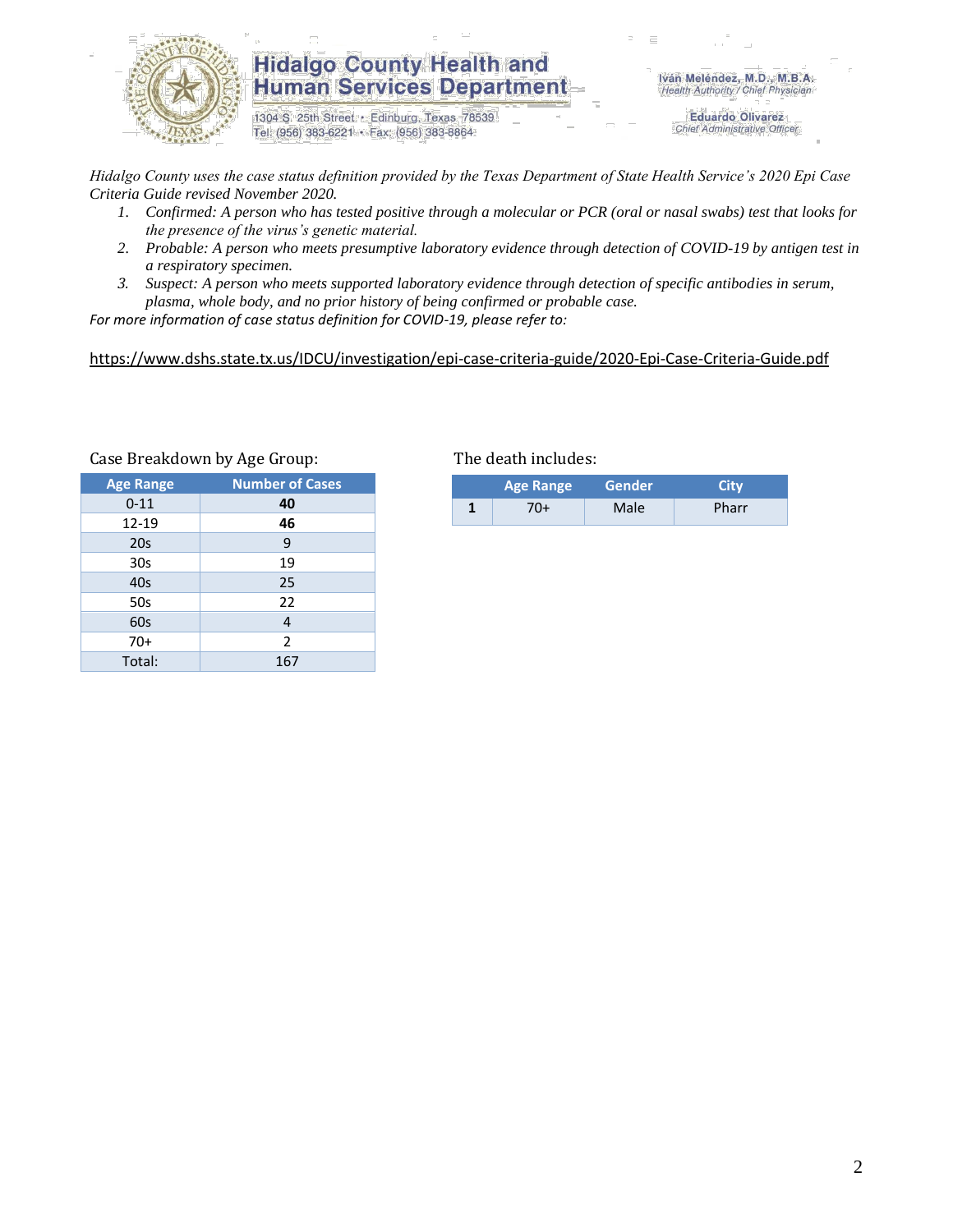# Hidalgo County Health and Human Services Department

1304 S. 25th Street • Edinburg, Texas 78539
Tel: (956) 383-6221 • Fax: (956) 383-8864

Iván Meléndez, M.D., M.B.A.
*Health Authority / Chief Physician*

Eduardo Olivarez
*Chief Administrative Officer*

*Hidalgo County uses the case status definition provided by the Texas Department of State Health Service's 2020 Epi Case Criteria Guide revised November 2020.*

1. *Confirmed: A person who has tested positive through a molecular or PCR (oral or nasal swabs) test that looks for the presence of the virus's genetic material.*
2. *Probable: A person who meets presumptive laboratory evidence through detection of COVID-19 by antigen test in a respiratory specimen.*
3. *Suspect: A person who meets supported laboratory evidence through detection of specific antibodies in serum, plasma, whole body, and no prior history of being confirmed or probable case.*

*For more information of case status definition for COVID-19, please refer to:*

https://www.dshs.state.tx.us/IDCU/investigation/epi-case-criteria-guide/2020-Epi-Case-Criteria-Guide.pdf

Case Breakdown by Age Group:

| Age Range | Number of Cases |
|---|---|
| 0-11 | **40** |
| 12-19 | **46** |
| 20s | 9 |
| 30s | 19 |
| 40s | 25 |
| 50s | 22 |
| 60s | 4 |
| 70+ | 2 |
| Total: | 167 |

The death includes:

| | Age Range | Gender | City |
|---|---|---|---|
| **1** | 70+ | Male | Pharr |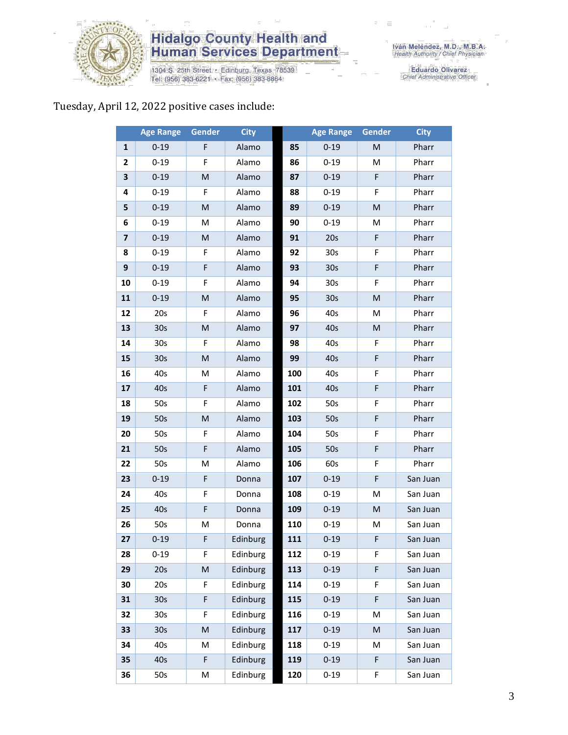Tuesday, April 12, 2022 positive cases include:

| | Age Range | Gender | City | | Age Range | Gender | City |
|---|---|---|---|---|---|---|---|
| **1** | 0-19 | F | Alamo | **85** | 0-19 | M | Pharr |
| **2** | 0-19 | F | Alamo | **86** | 0-19 | M | Pharr |
| **3** | 0-19 | M | Alamo | **87** | 0-19 | F | Pharr |
| **4** | 0-19 | F | Alamo | **88** | 0-19 | F | Pharr |
| **5** | 0-19 | M | Alamo | **89** | 0-19 | M | Pharr |
| **6** | 0-19 | M | Alamo | **90** | 0-19 | M | Pharr |
| **7** | 0-19 | M | Alamo | **91** | 20s | F | Pharr |
| **8** | 0-19 | F | Alamo | **92** | 30s | F | Pharr |
| **9** | 0-19 | F | Alamo | **93** | 30s | F | Pharr |
| **10** | 0-19 | F | Alamo | **94** | 30s | F | Pharr |
| **11** | 0-19 | M | Alamo | **95** | 30s | M | Pharr |
| **12** | 20s | F | Alamo | **96** | 40s | M | Pharr |
| **13** | 30s | M | Alamo | **97** | 40s | M | Pharr |
| **14** | 30s | F | Alamo | **98** | 40s | F | Pharr |
| **15** | 30s | M | Alamo | **99** | 40s | F | Pharr |
| **16** | 40s | M | Alamo | **100** | 40s | F | Pharr |
| **17** | 40s | F | Alamo | **101** | 40s | F | Pharr |
| **18** | 50s | F | Alamo | **102** | 50s | F | Pharr |
| **19** | 50s | M | Alamo | **103** | 50s | F | Pharr |
| **20** | 50s | F | Alamo | **104** | 50s | F | Pharr |
| **21** | 50s | F | Alamo | **105** | 50s | F | Pharr |
| **22** | 50s | M | Alamo | **106** | 60s | F | Pharr |
| **23** | 0-19 | F | Donna | **107** | 0-19 | F | San Juan |
| **24** | 40s | F | Donna | **108** | 0-19 | M | San Juan |
| **25** | 40s | F | Donna | **109** | 0-19 | M | San Juan |
| **26** | 50s | M | Donna | **110** | 0-19 | M | San Juan |
| **27** | 0-19 | F | Edinburg | **111** | 0-19 | F | San Juan |
| **28** | 0-19 | F | Edinburg | **112** | 0-19 | F | San Juan |
| **29** | 20s | M | Edinburg | **113** | 0-19 | F | San Juan |
| **30** | 20s | F | Edinburg | **114** | 0-19 | F | San Juan |
| **31** | 30s | F | Edinburg | **115** | 0-19 | F | San Juan |
| **32** | 30s | F | Edinburg | **116** | 0-19 | M | San Juan |
| **33** | 30s | M | Edinburg | **117** | 0-19 | M | San Juan |
| **34** | 40s | M | Edinburg | **118** | 0-19 | M | San Juan |
| **35** | 40s | F | Edinburg | **119** | 0-19 | F | San Juan |
| **36** | 50s | M | Edinburg | **120** | 0-19 | F | San Juan |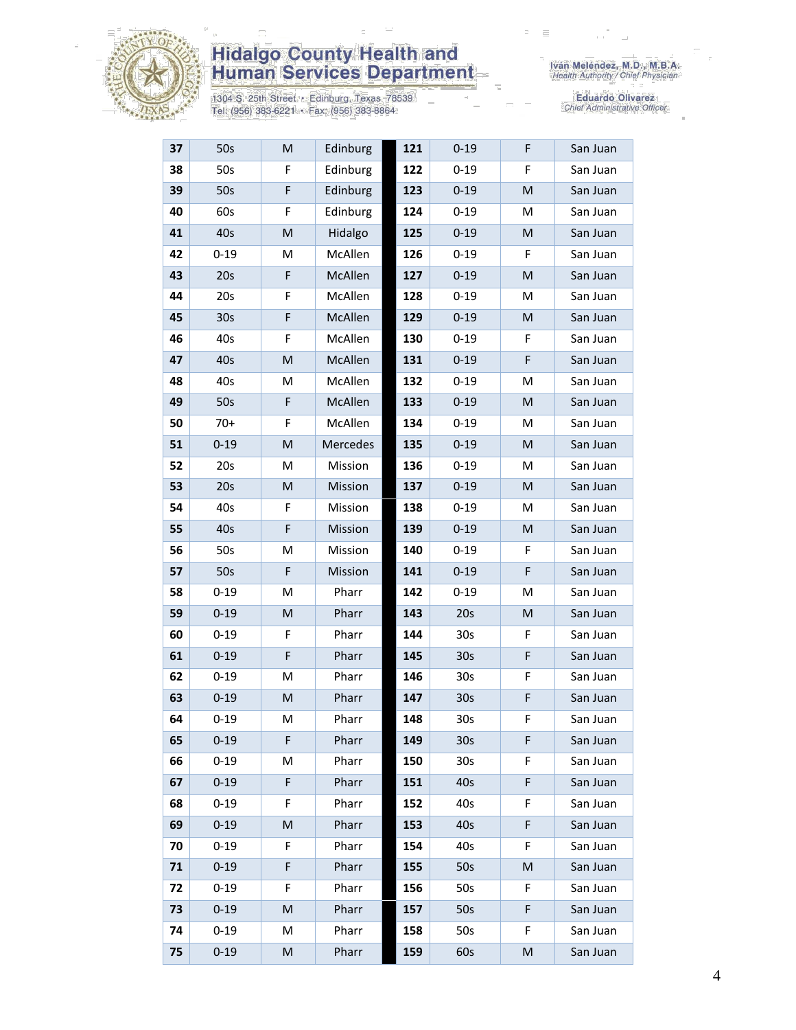| 37 | 50s | M | Edinburg | 121 | 0-19 | F | San Juan |
|---|---|---|---|---|---|---|---|
| 38 | 50s | F | Edinburg | 122 | 0-19 | F | San Juan |
| 39 | 50s | F | Edinburg | 123 | 0-19 | M | San Juan |
| 40 | 60s | F | Edinburg | 124 | 0-19 | M | San Juan |
| 41 | 40s | M | Hidalgo | 125 | 0-19 | M | San Juan |
| 42 | 0-19 | M | McAllen | 126 | 0-19 | F | San Juan |
| 43 | 20s | F | McAllen | 127 | 0-19 | M | San Juan |
| 44 | 20s | F | McAllen | 128 | 0-19 | M | San Juan |
| 45 | 30s | F | McAllen | 129 | 0-19 | M | San Juan |
| 46 | 40s | F | McAllen | 130 | 0-19 | F | San Juan |
| 47 | 40s | M | McAllen | 131 | 0-19 | F | San Juan |
| 48 | 40s | M | McAllen | 132 | 0-19 | M | San Juan |
| 49 | 50s | F | McAllen | 133 | 0-19 | M | San Juan |
| 50 | 70+ | F | McAllen | 134 | 0-19 | M | San Juan |
| 51 | 0-19 | M | Mercedes | 135 | 0-19 | M | San Juan |
| 52 | 20s | M | Mission | 136 | 0-19 | M | San Juan |
| 53 | 20s | M | Mission | 137 | 0-19 | M | San Juan |
| 54 | 40s | F | Mission | 138 | 0-19 | M | San Juan |
| 55 | 40s | F | Mission | 139 | 0-19 | M | San Juan |
| 56 | 50s | M | Mission | 140 | 0-19 | F | San Juan |
| 57 | 50s | F | Mission | 141 | 0-19 | F | San Juan |
| 58 | 0-19 | M | Pharr | 142 | 0-19 | M | San Juan |
| 59 | 0-19 | M | Pharr | 143 | 20s | M | San Juan |
| 60 | 0-19 | F | Pharr | 144 | 30s | F | San Juan |
| 61 | 0-19 | F | Pharr | 145 | 30s | F | San Juan |
| 62 | 0-19 | M | Pharr | 146 | 30s | F | San Juan |
| 63 | 0-19 | M | Pharr | 147 | 30s | F | San Juan |
| 64 | 0-19 | M | Pharr | 148 | 30s | F | San Juan |
| 65 | 0-19 | F | Pharr | 149 | 30s | F | San Juan |
| 66 | 0-19 | M | Pharr | 150 | 30s | F | San Juan |
| 67 | 0-19 | F | Pharr | 151 | 40s | F | San Juan |
| 68 | 0-19 | F | Pharr | 152 | 40s | F | San Juan |
| 69 | 0-19 | M | Pharr | 153 | 40s | F | San Juan |
| 70 | 0-19 | F | Pharr | 154 | 40s | F | San Juan |
| 71 | 0-19 | F | Pharr | 155 | 50s | M | San Juan |
| 72 | 0-19 | F | Pharr | 156 | 50s | F | San Juan |
| 73 | 0-19 | M | Pharr | 157 | 50s | F | San Juan |
| 74 | 0-19 | M | Pharr | 158 | 50s | F | San Juan |
| 75 | 0-19 | M | Pharr | 159 | 60s | M | San Juan |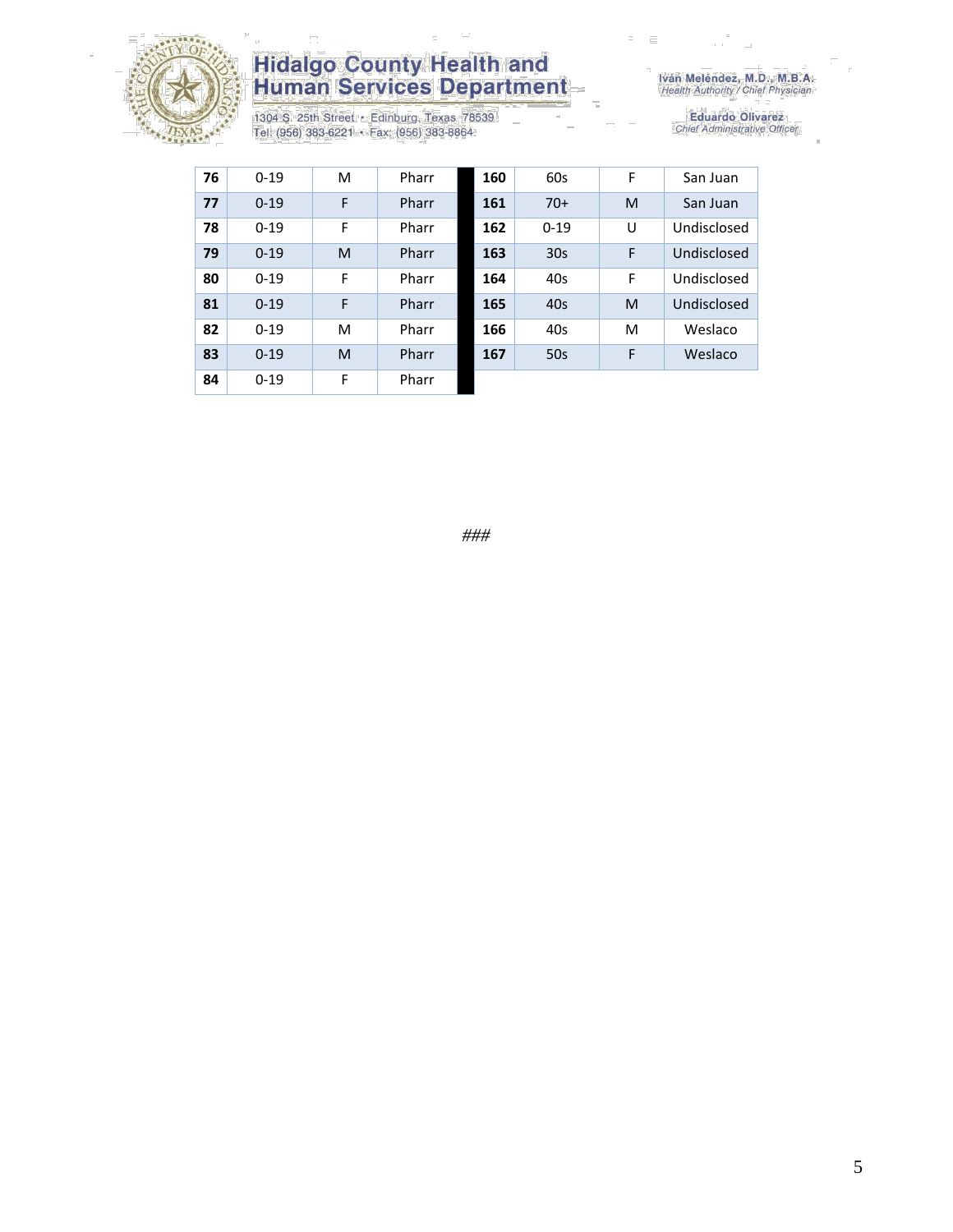| | | | | | | | |
|---|---|---|---|---|---|---|---|
| **76** | 0-19 | M | Pharr | **160** | 60s | F | San Juan |
| **77** | 0-19 | F | Pharr | **161** | 70+ | M | San Juan |
| **78** | 0-19 | F | Pharr | **162** | 0-19 | U | Undisclosed |
| **79** | 0-19 | M | Pharr | **163** | 30s | F | Undisclosed |
| **80** | 0-19 | F | Pharr | **164** | 40s | F | Undisclosed |
| **81** | 0-19 | F | Pharr | **165** | 40s | M | Undisclosed |
| **82** | 0-19 | M | Pharr | **166** | 40s | M | Weslaco |
| **83** | 0-19 | M | Pharr | **167** | 50s | F | Weslaco |
| **84** | 0-19 | F | Pharr | | | | |

###